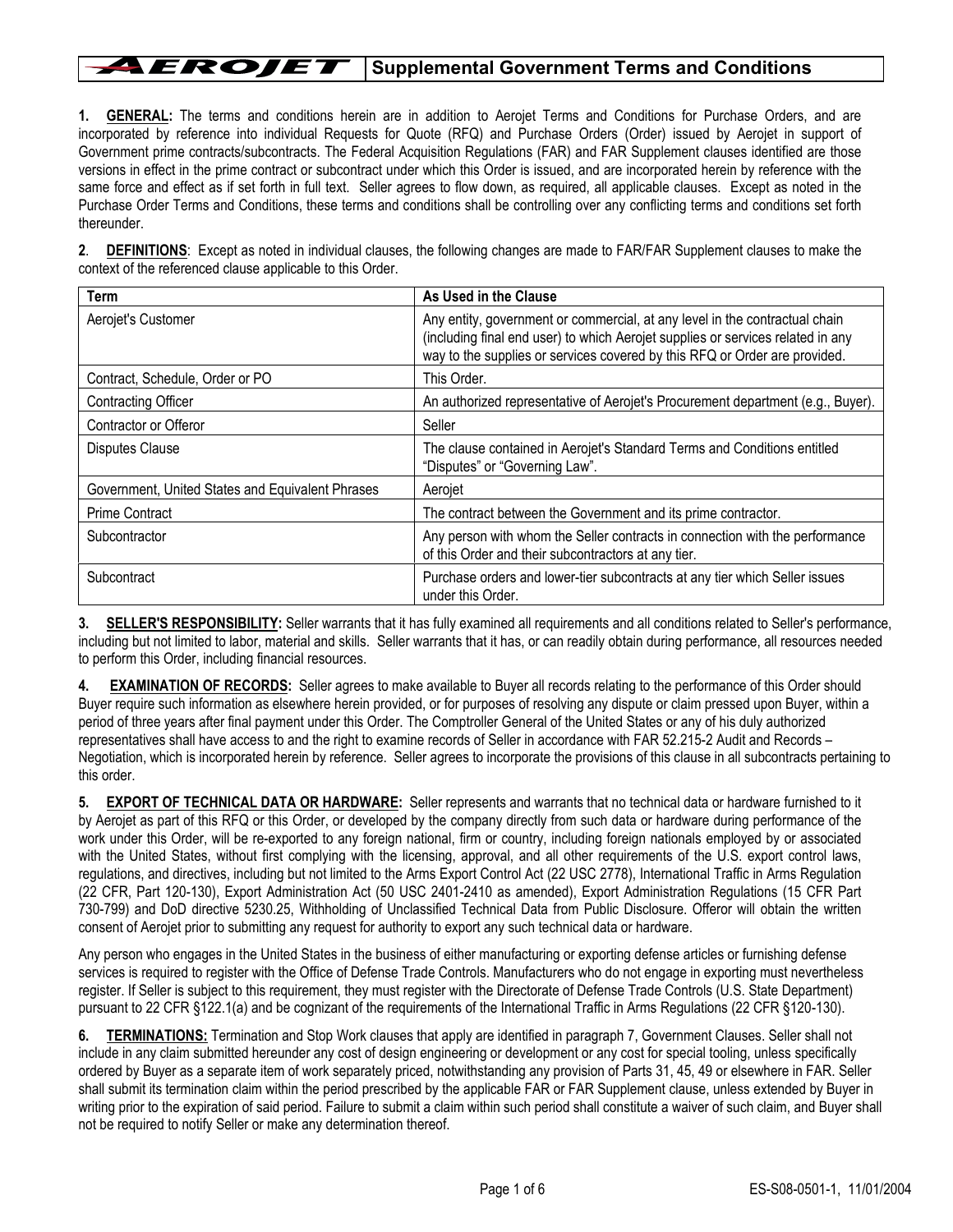# AEROJET | Supplemental Government Terms and Conditions

**1. GENERAL:** The terms and conditions herein are in addition to Aerojet Terms and Conditions for Purchase Orders, and are incorporated by reference into individual Requests for Quote (RFQ) and Purchase Orders (Order) issued by Aerojet in support of Government prime contracts/subcontracts. The Federal Acquisition Regulations (FAR) and FAR Supplement clauses identified are those versions in effect in the prime contract or subcontract under which this Order is issued, and are incorporated herein by reference with the same force and effect as if set forth in full text. Seller agrees to flow down, as required, all applicable clauses. Except as noted in the Purchase Order Terms and Conditions, these terms and conditions shall be controlling over any conflicting terms and conditions set forth thereunder.

**2. DEFINITIONS**: Except as noted in individual clauses, the following changes are made to FAR/FAR Supplement clauses to make the context of the referenced clause applicable to this Order.

| Term | As Used in the Clause |
|---|---|
| Aerojet's Customer | Any entity, government or commercial, at any level in the contractual chain (including final end user) to which Aerojet supplies or services related in any way to the supplies or services covered by this RFQ or Order are provided. |
| Contract, Schedule, Order or PO | This Order. |
| Contracting Officer | An authorized representative of Aerojet's Procurement department (e.g., Buyer). |
| Contractor or Offeror | Seller |
| Disputes Clause | The clause contained in Aerojet's Standard Terms and Conditions entitled "Disputes" or "Governing Law". |
| Government, United States and Equivalent Phrases | Aerojet |
| Prime Contract | The contract between the Government and its prime contractor. |
| Subcontractor | Any person with whom the Seller contracts in connection with the performance of this Order and their subcontractors at any tier. |
| Subcontract | Purchase orders and lower-tier subcontracts at any tier which Seller issues under this Order. |

**3. SELLER'S RESPONSIBILITY:** Seller warrants that it has fully examined all requirements and all conditions related to Seller's performance, including but not limited to labor, material and skills. Seller warrants that it has, or can readily obtain during performance, all resources needed to perform this Order, including financial resources.

**4. EXAMINATION OF RECORDS:** Seller agrees to make available to Buyer all records relating to the performance of this Order should Buyer require such information as elsewhere herein provided, or for purposes of resolving any dispute or claim pressed upon Buyer, within a period of three years after final payment under this Order. The Comptroller General of the United States or any of his duly authorized representatives shall have access to and the right to examine records of Seller in accordance with FAR 52.215-2 Audit and Records – Negotiation, which is incorporated herein by reference. Seller agrees to incorporate the provisions of this clause in all subcontracts pertaining to this order.

**5. EXPORT OF TECHNICAL DATA OR HARDWARE:** Seller represents and warrants that no technical data or hardware furnished to it by Aerojet as part of this RFQ or this Order, or developed by the company directly from such data or hardware during performance of the work under this Order, will be re-exported to any foreign national, firm or country, including foreign nationals employed by or associated with the United States, without first complying with the licensing, approval, and all other requirements of the U.S. export control laws, regulations, and directives, including but not limited to the Arms Export Control Act (22 USC 2778), International Traffic in Arms Regulation (22 CFR, Part 120-130), Export Administration Act (50 USC 2401-2410 as amended), Export Administration Regulations (15 CFR Part 730-799) and DoD directive 5230.25, Withholding of Unclassified Technical Data from Public Disclosure. Offeror will obtain the written consent of Aerojet prior to submitting any request for authority to export any such technical data or hardware.

Any person who engages in the United States in the business of either manufacturing or exporting defense articles or furnishing defense services is required to register with the Office of Defense Trade Controls. Manufacturers who do not engage in exporting must nevertheless register. If Seller is subject to this requirement, they must register with the Directorate of Defense Trade Controls (U.S. State Department) pursuant to 22 CFR §122.1(a) and be cognizant of the requirements of the International Traffic in Arms Regulations (22 CFR §120-130).

**6. TERMINATIONS:** Termination and Stop Work clauses that apply are identified in paragraph 7, Government Clauses. Seller shall not include in any claim submitted hereunder any cost of design engineering or development or any cost for special tooling, unless specifically ordered by Buyer as a separate item of work separately priced, notwithstanding any provision of Parts 31, 45, 49 or elsewhere in FAR. Seller shall submit its termination claim within the period prescribed by the applicable FAR or FAR Supplement clause, unless extended by Buyer in writing prior to the expiration of said period. Failure to submit a claim within such period shall constitute a waiver of such claim, and Buyer shall not be required to notify Seller or make any determination thereof.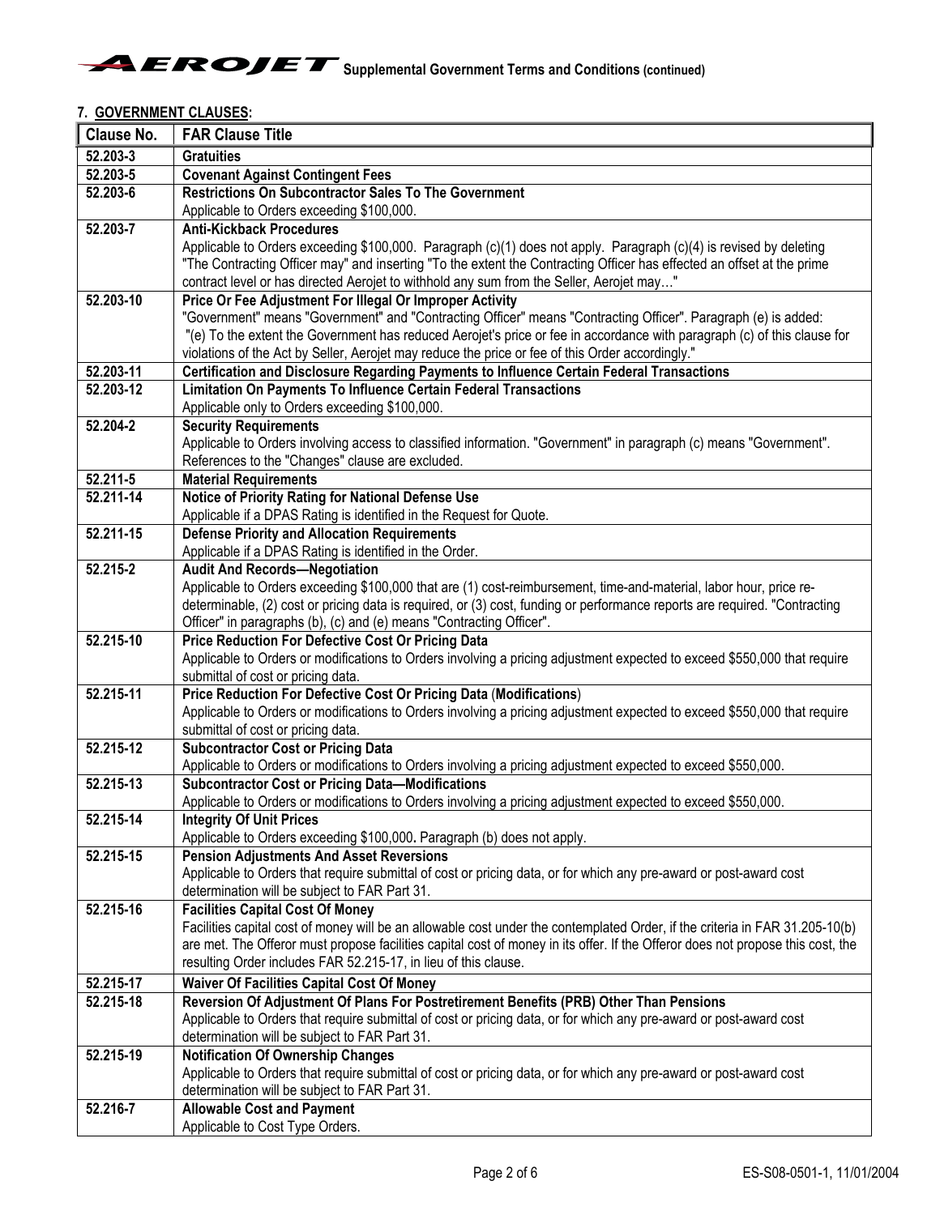## 7. GOVERNMENT CLAUSES:

| Clause No. | FAR Clause Title |
|---|---|
| 52.203-3 | **Gratuities** |
| 52.203-5 | **Covenant Against Contingent Fees** |
| 52.203-6 | **Restrictions On Subcontractor Sales To The Government**<br>Applicable to Orders exceeding $100,000. |
| 52.203-7 | **Anti-Kickback Procedures**<br>Applicable to Orders exceeding $100,000. Paragraph (c)(1) does not apply. Paragraph (c)(4) is revised by deleting "The Contracting Officer may" and inserting "To the extent the Contracting Officer has effected an offset at the prime contract level or has directed Aerojet to withhold any sum from the Seller, Aerojet may…" |
| 52.203-10 | **Price Or Fee Adjustment For Illegal Or Improper Activity**<br>"Government" means "Government" and "Contracting Officer" means "Contracting Officer". Paragraph (e) is added: "(e) To the extent the Government has reduced Aerojet's price or fee in accordance with paragraph (c) of this clause for violations of the Act by Seller, Aerojet may reduce the price or fee of this Order accordingly." |
| 52.203-11 | **Certification and Disclosure Regarding Payments to Influence Certain Federal Transactions** |
| 52.203-12 | **Limitation On Payments To Influence Certain Federal Transactions**<br>Applicable only to Orders exceeding $100,000. |
| 52.204-2 | **Security Requirements**<br>Applicable to Orders involving access to classified information. "Government" in paragraph (c) means "Government". References to the "Changes" clause are excluded. |
| 52.211-5 | **Material Requirements** |
| 52.211-14 | **Notice of Priority Rating for National Defense Use**<br>Applicable if a DPAS Rating is identified in the Request for Quote. |
| 52.211-15 | **Defense Priority and Allocation Requirements**<br>Applicable if a DPAS Rating is identified in the Order. |
| 52.215-2 | **Audit And Records—Negotiation**<br>Applicable to Orders exceeding $100,000 that are (1) cost-reimbursement, time-and-material, labor hour, price re-determinable, (2) cost or pricing data is required, or (3) cost, funding or performance reports are required. "Contracting Officer" in paragraphs (b), (c) and (e) means "Contracting Officer". |
| 52.215-10 | **Price Reduction For Defective Cost Or Pricing Data**<br>Applicable to Orders or modifications to Orders involving a pricing adjustment expected to exceed $550,000 that require submittal of cost or pricing data. |
| 52.215-11 | **Price Reduction For Defective Cost Or Pricing Data** (**Modifications**)<br>Applicable to Orders or modifications to Orders involving a pricing adjustment expected to exceed $550,000 that require submittal of cost or pricing data. |
| 52.215-12 | **Subcontractor Cost or Pricing Data**<br>Applicable to Orders or modifications to Orders involving a pricing adjustment expected to exceed $550,000. |
| 52.215-13 | **Subcontractor Cost or Pricing Data—Modifications**<br>Applicable to Orders or modifications to Orders involving a pricing adjustment expected to exceed $550,000. |
| 52.215-14 | **Integrity Of Unit Prices**<br>Applicable to Orders exceeding $100,000**.** Paragraph (b) does not apply. |
| 52.215-15 | **Pension Adjustments And Asset Reversions**<br>Applicable to Orders that require submittal of cost or pricing data, or for which any pre-award or post-award cost determination will be subject to FAR Part 31. |
| 52.215-16 | **Facilities Capital Cost Of Money**<br>Facilities capital cost of money will be an allowable cost under the contemplated Order, if the criteria in FAR 31.205-10(b) are met. The Offeror must propose facilities capital cost of money in its offer. If the Offeror does not propose this cost, the resulting Order includes FAR 52.215-17, in lieu of this clause. |
| 52.215-17 | **Waiver Of Facilities Capital Cost Of Money** |
| 52.215-18 | **Reversion Of Adjustment Of Plans For Postretirement Benefits (PRB) Other Than Pensions**<br>Applicable to Orders that require submittal of cost or pricing data, or for which any pre-award or post-award cost determination will be subject to FAR Part 31. |
| 52.215-19 | **Notification Of Ownership Changes**<br>Applicable to Orders that require submittal of cost or pricing data, or for which any pre-award or post-award cost determination will be subject to FAR Part 31. |
| 52.216-7 | **Allowable Cost and Payment**<br>Applicable to Cost Type Orders. |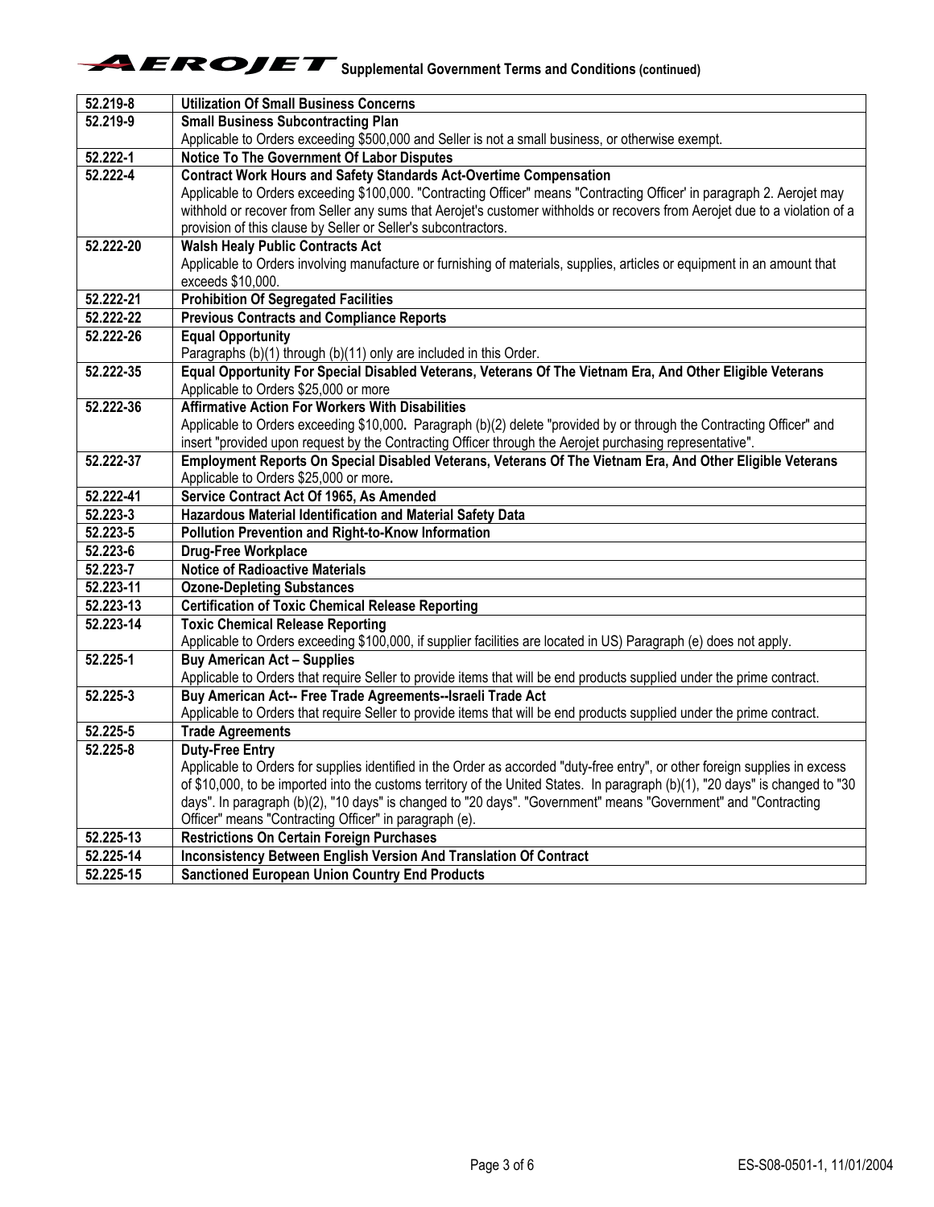| | |
|---|---|
| 52.219-8 | **Utilization Of Small Business Concerns** |
| 52.219-9 | **Small Business Subcontracting Plan**<br>Applicable to Orders exceeding $500,000 and Seller is not a small business, or otherwise exempt. |
| 52.222-1 | **Notice To The Government Of Labor Disputes** |
| 52.222-4 | **Contract Work Hours and Safety Standards Act-Overtime Compensation**<br>Applicable to Orders exceeding $100,000. "Contracting Officer" means "Contracting Officer' in paragraph 2. Aerojet may withhold or recover from Seller any sums that Aerojet's customer withholds or recovers from Aerojet due to a violation of a provision of this clause by Seller or Seller's subcontractors. |
| 52.222-20 | **Walsh Healy Public Contracts Act**<br>Applicable to Orders involving manufacture or furnishing of materials, supplies, articles or equipment in an amount that exceeds $10,000. |
| 52.222-21 | **Prohibition Of Segregated Facilities** |
| 52.222-22 | **Previous Contracts and Compliance Reports** |
| 52.222-26 | **Equal Opportunity**<br>Paragraphs (b)(1) through (b)(11) only are included in this Order. |
| 52.222-35 | **Equal Opportunity For Special Disabled Veterans, Veterans Of The Vietnam Era, And Other Eligible Veterans**<br>Applicable to Orders $25,000 or more |
| 52.222-36 | **Affirmative Action For Workers With Disabilities**<br>Applicable to Orders exceeding $10,000**.** Paragraph (b)(2) delete "provided by or through the Contracting Officer" and insert "provided upon request by the Contracting Officer through the Aerojet purchasing representative". |
| 52.222-37 | **Employment Reports On Special Disabled Veterans, Veterans Of The Vietnam Era, And Other Eligible Veterans**<br>Applicable to Orders $25,000 or more**.** |
| 52.222-41 | **Service Contract Act Of 1965, As Amended** |
| 52.223-3 | **Hazardous Material Identification and Material Safety Data** |
| 52.223-5 | **Pollution Prevention and Right-to-Know Information** |
| 52.223-6 | **Drug-Free Workplace** |
| 52.223-7 | **Notice of Radioactive Materials** |
| 52.223-11 | **Ozone-Depleting Substances** |
| 52.223-13 | **Certification of Toxic Chemical Release Reporting** |
| 52.223-14 | **Toxic Chemical Release Reporting**<br>Applicable to Orders exceeding $100,000, if supplier facilities are located in US) Paragraph (e) does not apply. |
| 52.225-1 | **Buy American Act – Supplies**<br>Applicable to Orders that require Seller to provide items that will be end products supplied under the prime contract. |
| 52.225-3 | **Buy American Act-- Free Trade Agreements--Israeli Trade Act**<br>Applicable to Orders that require Seller to provide items that will be end products supplied under the prime contract. |
| 52.225-5 | **Trade Agreements** |
| 52.225-8 | **Duty-Free Entry**<br>Applicable to Orders for supplies identified in the Order as accorded "duty-free entry", or other foreign supplies in excess of $10,000, to be imported into the customs territory of the United States. In paragraph (b)(1), "20 days" is changed to "30 days". In paragraph (b)(2), "10 days" is changed to "20 days". "Government" means "Government" and "Contracting Officer" means "Contracting Officer" in paragraph (e). |
| 52.225-13 | **Restrictions On Certain Foreign Purchases** |
| 52.225-14 | **Inconsistency Between English Version And Translation Of Contract** |
| 52.225-15 | **Sanctioned European Union Country End Products** |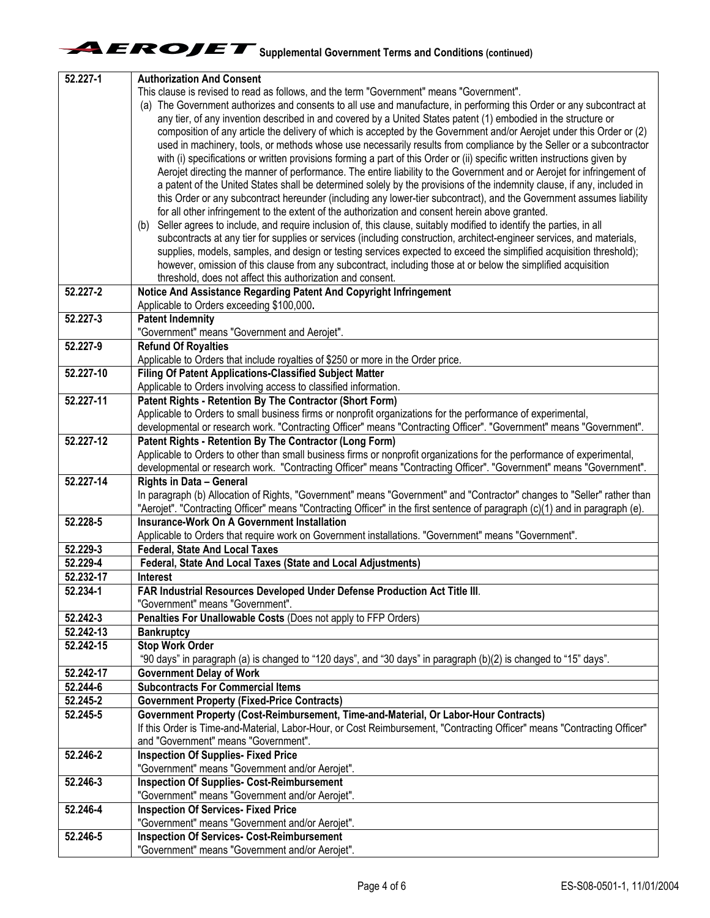| | |
|---|---|
| **52.227-1** | **Authorization And Consent**<br>This clause is revised to read as follows, and the term "Government" means "Government".<br>(a) The Government authorizes and consents to all use and manufacture, in performing this Order or any subcontract at any tier, of any invention described in and covered by a United States patent (1) embodied in the structure or composition of any article the delivery of which is accepted by the Government and/or Aerojet under this Order or (2) used in machinery, tools, or methods whose use necessarily results from compliance by the Seller or a subcontractor with (i) specifications or written provisions forming a part of this Order or (ii) specific written instructions given by Aerojet directing the manner of performance. The entire liability to the Government and or Aerojet for infringement of a patent of the United States shall be determined solely by the provisions of the indemnity clause, if any, included in this Order or any subcontract hereunder (including any lower-tier subcontract), and the Government assumes liability for all other infringement to the extent of the authorization and consent herein above granted.<br>(b) Seller agrees to include, and require inclusion of, this clause, suitably modified to identify the parties, in all subcontracts at any tier for supplies or services (including construction, architect-engineer services, and materials, supplies, models, samples, and design or testing services expected to exceed the simplified acquisition threshold); however, omission of this clause from any subcontract, including those at or below the simplified acquisition threshold, does not affect this authorization and consent. |
| **52.227-2** | **Notice And Assistance Regarding Patent And Copyright Infringement**<br>Applicable to Orders exceeding $100,000**.** |
| **52.227-3** | **Patent Indemnity**<br>"Government" means "Government and Aerojet". |
| **52.227-9** | **Refund Of Royalties**<br>Applicable to Orders that include royalties of $250 or more in the Order price. |
| **52.227-10** | **Filing Of Patent Applications-Classified Subject Matter**<br>Applicable to Orders involving access to classified information. |
| **52.227-11** | **Patent Rights - Retention By The Contractor (Short Form)**<br>Applicable to Orders to small business firms or nonprofit organizations for the performance of experimental, developmental or research work. "Contracting Officer" means "Contracting Officer". "Government" means "Government". |
| **52.227-12** | **Patent Rights - Retention By The Contractor (Long Form)**<br>Applicable to Orders to other than small business firms or nonprofit organizations for the performance of experimental, developmental or research work. "Contracting Officer" means "Contracting Officer". "Government" means "Government". |
| **52.227-14** | **Rights in Data – General**<br>In paragraph (b) Allocation of Rights, "Government" means "Government" and "Contractor" changes to "Seller" rather than "Aerojet". "Contracting Officer" means "Contracting Officer" in the first sentence of paragraph (c)(1) and in paragraph (e). |
| **52.228-5** | **Insurance-Work On A Government Installation**<br>Applicable to Orders that require work on Government installations. "Government" means "Government". |
| **52.229-3** | **Federal, State And Local Taxes** |
| **52.229-4** | **Federal, State And Local Taxes (State and Local Adjustments)** |
| **52.232-17** | **Interest** |
| **52.234-1** | **FAR Industrial Resources Developed Under Defense Production Act Title III**.<br>"Government" means "Government". |
| **52.242-3** | **Penalties For Unallowable Costs** (Does not apply to FFP Orders) |
| **52.242-13** | **Bankruptcy** |
| **52.242-15** | **Stop Work Order**<br>"90 days" in paragraph (a) is changed to "120 days", and "30 days" in paragraph (b)(2) is changed to "15" days". |
| **52.242-17** | **Government Delay of Work** |
| **52.244-6** | **Subcontracts For Commercial Items** |
| **52.245-2** | **Government Property (Fixed-Price Contracts)** |
| **52.245-5** | **Government Property (Cost-Reimbursement, Time-and-Material, Or Labor-Hour Contracts)**<br>If this Order is Time-and-Material, Labor-Hour, or Cost Reimbursement, "Contracting Officer" means "Contracting Officer" and "Government" means "Government". |
| **52.246-2** | **Inspection Of Supplies- Fixed Price**<br>"Government" means "Government and/or Aerojet". |
| **52.246-3** | **Inspection Of Supplies- Cost-Reimbursement**<br>"Government" means "Government and/or Aerojet". |
| **52.246-4** | **Inspection Of Services- Fixed Price**<br>"Government" means "Government and/or Aerojet". |
| **52.246-5** | **Inspection Of Services- Cost-Reimbursement**<br>"Government" means "Government and/or Aerojet". |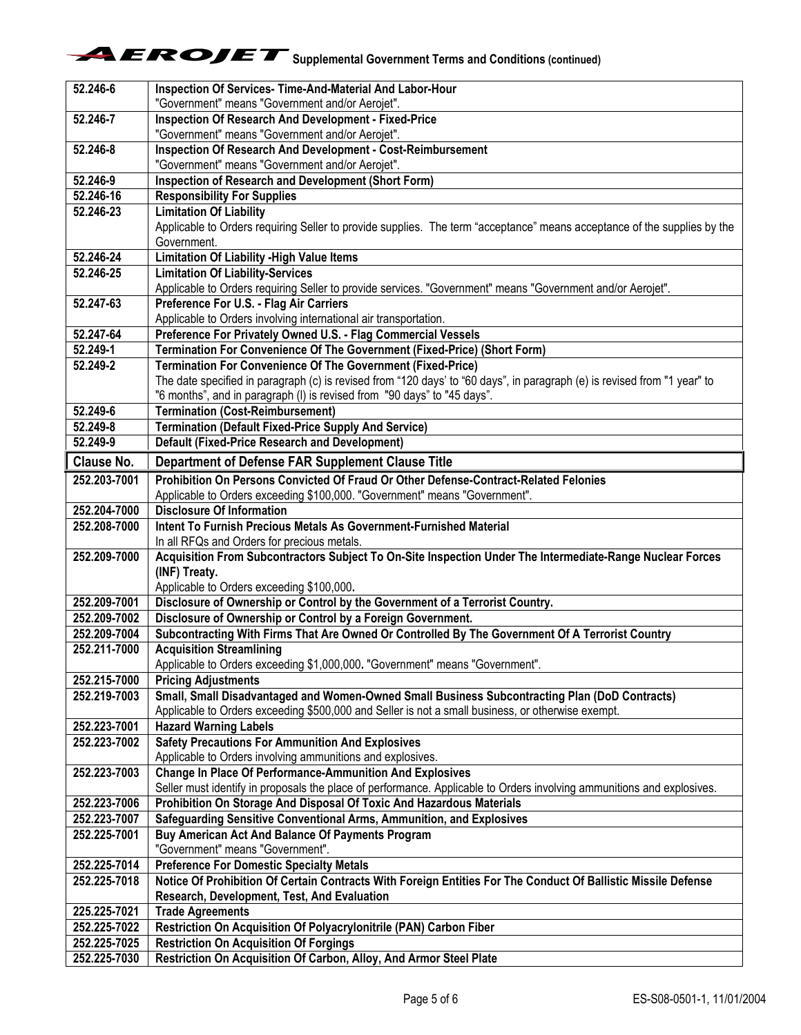| | |
|---|---|
| **52.246-6** | **Inspection Of Services- Time-And-Material And Labor-Hour**<br>"Government" means "Government and/or Aerojet". |
| **52.246-7** | **Inspection Of Research And Development - Fixed-Price**<br>"Government" means "Government and/or Aerojet". |
| **52.246-8** | **Inspection Of Research And Development - Cost-Reimbursement**<br>"Government" means "Government and/or Aerojet". |
| **52.246-9** | **Inspection of Research and Development (Short Form)** |
| **52.246-16** | **Responsibility For Supplies** |
| **52.246-23** | **Limitation Of Liability**<br>Applicable to Orders requiring Seller to provide supplies. The term "acceptance" means acceptance of the supplies by the Government. |
| **52.246-24** | **Limitation Of Liability -High Value Items** |
| **52.246-25** | **Limitation Of Liability-Services**<br>Applicable to Orders requiring Seller to provide services. "Government" means "Government and/or Aerojet". |
| **52.247-63** | **Preference For U.S. - Flag Air Carriers**<br>Applicable to Orders involving international air transportation. |
| **52.247-64** | **Preference For Privately Owned U.S. - Flag Commercial Vessels** |
| **52.249-1** | **Termination For Convenience Of The Government (Fixed-Price) (Short Form)** |
| **52.249-2** | **Termination For Convenience Of The Government (Fixed-Price)**<br>The date specified in paragraph (c) is revised from "120 days' to "60 days", in paragraph (e) is revised from "1 year" to "6 months", and in paragraph (l) is revised from "90 days" to "45 days". |
| **52.249-6** | **Termination (Cost-Reimbursement)** |
| **52.249-8** | **Termination (Default Fixed-Price Supply And Service)** |
| **52.249-9** | **Default (Fixed-Price Research and Development)** |

| **Clause No.** | **Department of Defense FAR Supplement Clause Title** |
|---|---|
| **252.203-7001** | **Prohibition On Persons Convicted Of Fraud Or Other Defense-Contract-Related Felonies**<br>Applicable to Orders exceeding $100,000. "Government" means "Government". |
| **252.204-7000** | **Disclosure Of Information** |
| **252.208-7000** | **Intent To Furnish Precious Metals As Government-Furnished Material**<br>In all RFQs and Orders for precious metals. |
| **252.209-7000** | **Acquisition From Subcontractors Subject To On-Site Inspection Under The Intermediate-Range Nuclear Forces (INF) Treaty.**<br>Applicable to Orders exceeding $100,000**.** |
| **252.209-7001** | **Disclosure of Ownership or Control by the Government of a Terrorist Country.** |
| **252.209-7002** | **Disclosure of Ownership or Control by a Foreign Government.** |
| **252.209-7004** | **Subcontracting With Firms That Are Owned Or Controlled By The Government Of A Terrorist Country** |
| **252.211-7000** | **Acquisition Streamlining**<br>Applicable to Orders exceeding $1,000,000**.** "Government" means "Government". |
| **252.215-7000** | **Pricing Adjustments** |
| **252.219-7003** | **Small, Small Disadvantaged and Women-Owned Small Business Subcontracting Plan (DoD Contracts)**<br>Applicable to Orders exceeding $500,000 and Seller is not a small business, or otherwise exempt. |
| **252.223-7001** | **Hazard Warning Labels** |
| **252.223-7002** | **Safety Precautions For Ammunition And Explosives**<br>Applicable to Orders involving ammunitions and explosives. |
| **252.223-7003** | **Change In Place Of Performance-Ammunition And Explosives**<br>Seller must identify in proposals the place of performance. Applicable to Orders involving ammunitions and explosives. |
| **252.223-7006** | **Prohibition On Storage And Disposal Of Toxic And Hazardous Materials** |
| **252.223-7007** | **Safeguarding Sensitive Conventional Arms, Ammunition, and Explosives** |
| **252.225-7001** | **Buy American Act And Balance Of Payments Program**<br>"Government" means "Government". |
| **252.225-7014** | **Preference For Domestic Specialty Metals** |
| **252.225-7018** | **Notice Of Prohibition Of Certain Contracts With Foreign Entities For The Conduct Of Ballistic Missile Defense Research, Development, Test, And Evaluation** |
| **225.225-7021** | **Trade Agreements** |
| **252.225-7022** | **Restriction On Acquisition Of Polyacrylonitrile (PAN) Carbon Fiber** |
| **252.225-7025** | **Restriction On Acquisition Of Forgings** |
| **252.225-7030** | **Restriction On Acquisition Of Carbon, Alloy, And Armor Steel Plate** |

ES-S08-0501-1, 11/01/2004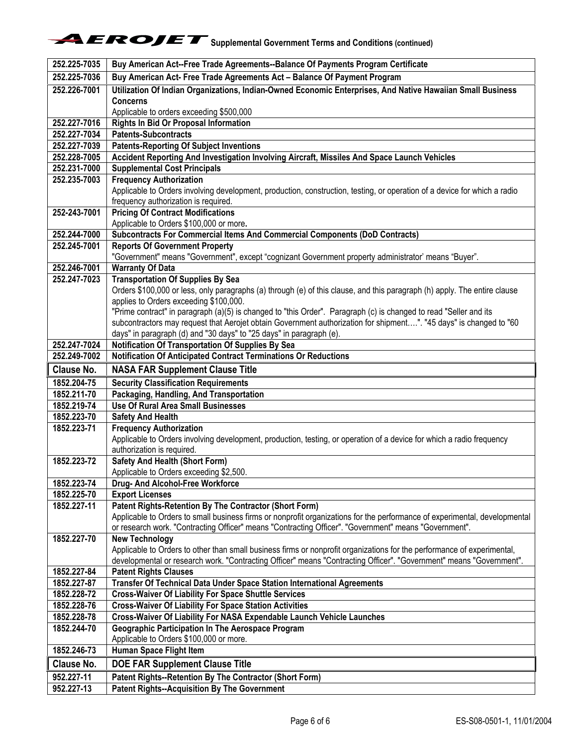| | |
|---|---|
| 252.225-7035 | **Buy American Act--Free Trade Agreements--Balance Of Payments Program Certificate** |
| 252.225-7036 | **Buy American Act- Free Trade Agreements Act – Balance Of Payment Program** |
| 252.226-7001 | **Utilization Of Indian Organizations, Indian-Owned Economic Enterprises, And Native Hawaiian Small Business Concerns** Applicable to orders exceeding $500,000 |
| 252.227-7016 | **Rights In Bid Or Proposal Information** |
| 252.227-7034 | **Patents-Subcontracts** |
| 252.227-7039 | **Patents-Reporting Of Subject Inventions** |
| 252.228-7005 | **Accident Reporting And Investigation Involving Aircraft, Missiles And Space Launch Vehicles** |
| 252.231-7000 | **Supplemental Cost Principals** |
| 252.235-7003 | **Frequency Authorization** Applicable to Orders involving development, production, construction, testing, or operation of a device for which a radio frequency authorization is required. |
| 252-243-7001 | **Pricing Of Contract Modifications** Applicable to Orders $100,000 or more. |
| 252.244-7000 | **Subcontracts For Commercial Items And Commercial Components (DoD Contracts)** |
| 252.245-7001 | **Reports Of Government Property** "Government" means "Government", except "cognizant Government property administrator' means "Buyer". |
| 252.246-7001 | **Warranty Of Data** |
| 252.247-7023 | **Transportation Of Supplies By Sea** Orders $100,000 or less, only paragraphs (a) through (e) of this clause, and this paragraph (h) apply. The entire clause applies to Orders exceeding $100,000. "Prime contract" in paragraph (a)(5) is changed to "this Order". Paragraph (c) is changed to read "Seller and its subcontractors may request that Aerojet obtain Government authorization for shipment….". "45 days" is changed to "60 days" in paragraph (d) and "30 days" to "25 days" in paragraph (e). |
| 252.247-7024 | **Notification Of Transportation Of Supplies By Sea** |
| 252.249-7002 | **Notification Of Anticipated Contract Terminations Or Reductions** |
| **Clause No.** | **NASA FAR Supplement Clause Title** |
| 1852.204-75 | **Security Classification Requirements** |
| 1852.211-70 | **Packaging, Handling, And Transportation** |
| 1852.219-74 | **Use Of Rural Area Small Businesses** |
| 1852.223-70 | **Safety And Health** |
| 1852.223-71 | **Frequency Authorization** Applicable to Orders involving development, production, testing, or operation of a device for which a radio frequency authorization is required. |
| 1852.223-72 | **Safety And Health (Short Form)** Applicable to Orders exceeding $2,500. |
| 1852.223-74 | **Drug- And Alcohol-Free Workforce** |
| 1852.225-70 | **Export Licenses** |
| 1852.227-11 | **Patent Rights-Retention By The Contractor (Short Form)** Applicable to Orders to small business firms or nonprofit organizations for the performance of experimental, developmental or research work. "Contracting Officer" means "Contracting Officer". "Government" means "Government". |
| 1852.227-70 | **New Technology** Applicable to Orders to other than small business firms or nonprofit organizations for the performance of experimental, developmental or research work. "Contracting Officer" means "Contracting Officer". "Government" means "Government". |
| 1852.227-84 | **Patent Rights Clauses** |
| 1852.227-87 | **Transfer Of Technical Data Under Space Station International Agreements** |
| 1852.228-72 | **Cross-Waiver Of Liability For Space Shuttle Services** |
| 1852.228-76 | **Cross-Waiver Of Liability For Space Station Activities** |
| 1852.228-78 | **Cross-Waiver Of Liability For NASA Expendable Launch Vehicle Launches** |
| 1852.244-70 | **Geographic Participation In The Aerospace Program** Applicable to Orders $100,000 or more. |
| 1852.246-73 | **Human Space Flight Item** |
| **Clause No.** | **DOE FAR Supplement Clause Title** |
| 952.227-11 | **Patent Rights--Retention By The Contractor (Short Form)** |
| 952.227-13 | **Patent Rights--Acquisition By The Government** |